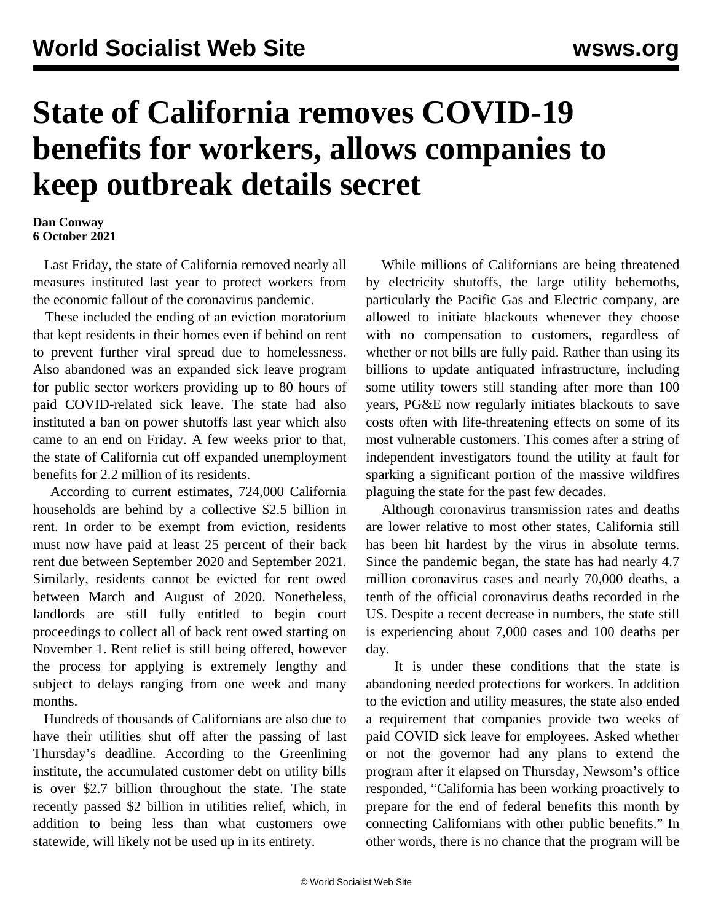# State of California removes COVID-19 benefits for workers, allows companies to keep outbreak details secret

**Dan Conway**
**6 October 2021**

Last Friday, the state of California removed nearly all measures instituted last year to protect workers from the economic fallout of the coronavirus pandemic.

These included the ending of an eviction moratorium that kept residents in their homes even if behind on rent to prevent further viral spread due to homelessness. Also abandoned was an expanded sick leave program for public sector workers providing up to 80 hours of paid COVID-related sick leave. The state had also instituted a ban on power shutoffs last year which also came to an end on Friday. A few weeks prior to that, the state of California cut off expanded unemployment benefits for 2.2 million of its residents.

According to current estimates, 724,000 California households are behind by a collective $2.5 billion in rent. In order to be exempt from eviction, residents must now have paid at least 25 percent of their back rent due between September 2020 and September 2021. Similarly, residents cannot be evicted for rent owed between March and August of 2020. Nonetheless, landlords are still fully entitled to begin court proceedings to collect all of back rent owed starting on November 1. Rent relief is still being offered, however the process for applying is extremely lengthy and subject to delays ranging from one week and many months.

Hundreds of thousands of Californians are also due to have their utilities shut off after the passing of last Thursday's deadline. According to the Greenlining institute, the accumulated customer debt on utility bills is over $2.7 billion throughout the state. The state recently passed $2 billion in utilities relief, which, in addition to being less than what customers owe statewide, will likely not be used up in its entirety.

While millions of Californians are being threatened by electricity shutoffs, the large utility behemoths, particularly the Pacific Gas and Electric company, are allowed to initiate blackouts whenever they choose with no compensation to customers, regardless of whether or not bills are fully paid. Rather than using its billions to update antiquated infrastructure, including some utility towers still standing after more than 100 years, PG&E now regularly initiates blackouts to save costs often with life-threatening effects on some of its most vulnerable customers. This comes after a string of independent investigators found the utility at fault for sparking a significant portion of the massive wildfires plaguing the state for the past few decades.

Although coronavirus transmission rates and deaths are lower relative to most other states, California still has been hit hardest by the virus in absolute terms. Since the pandemic began, the state has had nearly 4.7 million coronavirus cases and nearly 70,000 deaths, a tenth of the official coronavirus deaths recorded in the US. Despite a recent decrease in numbers, the state still is experiencing about 7,000 cases and 100 deaths per day.

It is under these conditions that the state is abandoning needed protections for workers. In addition to the eviction and utility measures, the state also ended a requirement that companies provide two weeks of paid COVID sick leave for employees. Asked whether or not the governor had any plans to extend the program after it elapsed on Thursday, Newsom's office responded, "California has been working proactively to prepare for the end of federal benefits this month by connecting Californians with other public benefits." In other words, there is no chance that the program will be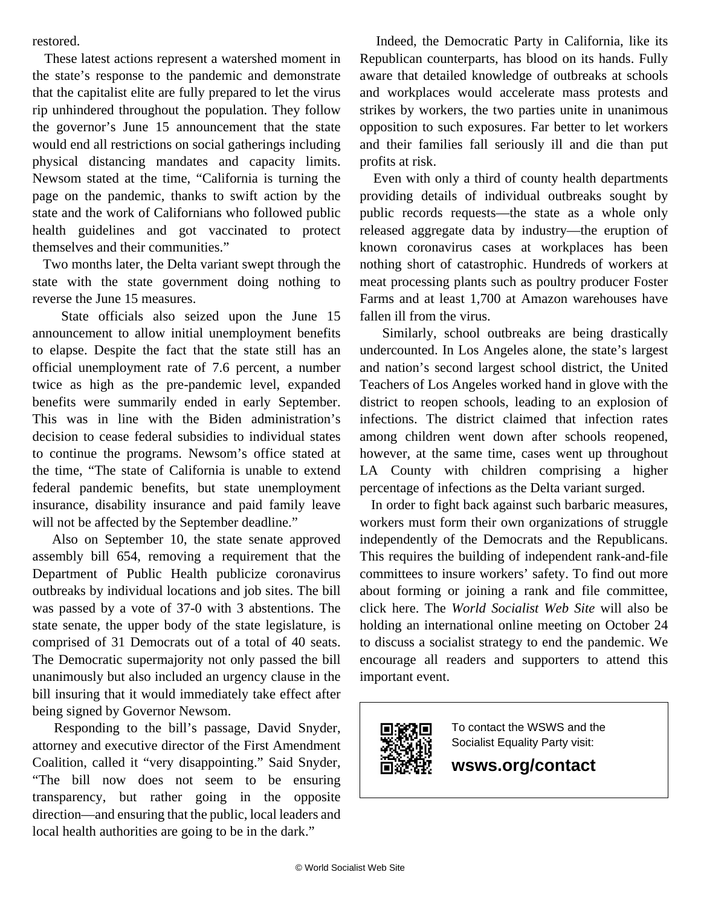restored.

These latest actions represent a watershed moment in the state's response to the pandemic and demonstrate that the capitalist elite are fully prepared to let the virus rip unhindered throughout the population. They follow the governor's June 15 announcement that the state would end all restrictions on social gatherings including physical distancing mandates and capacity limits. Newsom stated at the time, "California is turning the page on the pandemic, thanks to swift action by the state and the work of Californians who followed public health guidelines and got vaccinated to protect themselves and their communities."

Two months later, the Delta variant swept through the state with the state government doing nothing to reverse the June 15 measures.

State officials also seized upon the June 15 announcement to allow initial unemployment benefits to elapse. Despite the fact that the state still has an official unemployment rate of 7.6 percent, a number twice as high as the pre-pandemic level, expanded benefits were summarily ended in early September. This was in line with the Biden administration's decision to cease federal subsidies to individual states to continue the programs. Newsom's office stated at the time, "The state of California is unable to extend federal pandemic benefits, but state unemployment insurance, disability insurance and paid family leave will not be affected by the September deadline."

Also on September 10, the state senate approved assembly bill 654, removing a requirement that the Department of Public Health publicize coronavirus outbreaks by individual locations and job sites. The bill was passed by a vote of 37-0 with 3 abstentions. The state senate, the upper body of the state legislature, is comprised of 31 Democrats out of a total of 40 seats. The Democratic supermajority not only passed the bill unanimously but also included an urgency clause in the bill insuring that it would immediately take effect after being signed by Governor Newsom.

Responding to the bill's passage, David Snyder, attorney and executive director of the First Amendment Coalition, called it "very disappointing." Said Snyder, "The bill now does not seem to be ensuring transparency, but rather going in the opposite direction—and ensuring that the public, local leaders and local health authorities are going to be in the dark."

Indeed, the Democratic Party in California, like its Republican counterparts, has blood on its hands. Fully aware that detailed knowledge of outbreaks at schools and workplaces would accelerate mass protests and strikes by workers, the two parties unite in unanimous opposition to such exposures. Far better to let workers and their families fall seriously ill and die than put profits at risk.

Even with only a third of county health departments providing details of individual outbreaks sought by public records requests—the state as a whole only released aggregate data by industry—the eruption of known coronavirus cases at workplaces has been nothing short of catastrophic. Hundreds of workers at meat processing plants such as poultry producer Foster Farms and at least 1,700 at Amazon warehouses have fallen ill from the virus.

Similarly, school outbreaks are being drastically undercounted. In Los Angeles alone, the state's largest and nation's second largest school district, the United Teachers of Los Angeles worked hand in glove with the district to reopen schools, leading to an explosion of infections. The district claimed that infection rates among children went down after schools reopened, however, at the same time, cases went up throughout LA County with children comprising a higher percentage of infections as the Delta variant surged.

In order to fight back against such barbaric measures, workers must form their own organizations of struggle independently of the Democrats and the Republicans. This requires the building of independent rank-and-file committees to insure workers' safety. To find out more about forming or joining a rank and file committee, click here. The *World Socialist Web Site* will also be holding an international online meeting on October 24 to discuss a socialist strategy to end the pandemic. We encourage all readers and supporters to attend this important event.

To contact the WSWS and the Socialist Equality Party visit:

**wsws.org/contact**